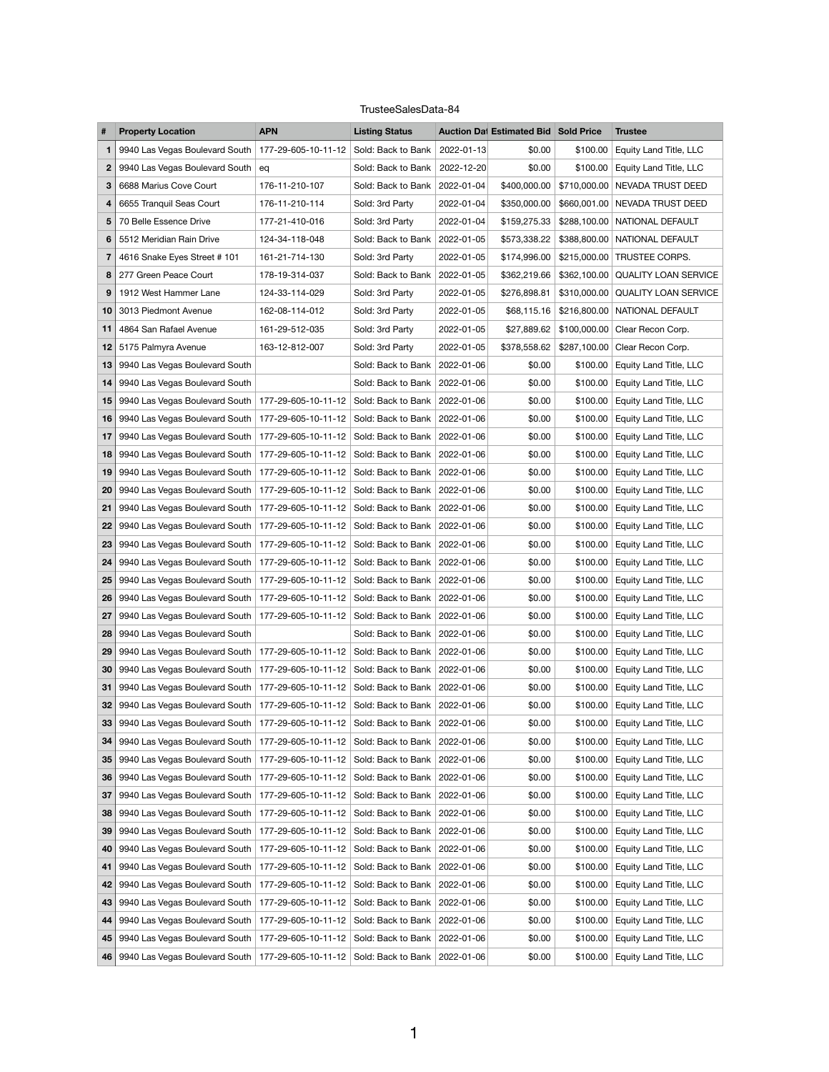TrusteeSalesData-84

| # | Property Location | APN | Listing Status | Auction Dat | Estimated Bid | Sold Price | Trustee |
|---|---|---|---|---|---|---|---|
| 1 | 9940 Las Vegas Boulevard South | 177-29-605-10-11-12 | Sold: Back to Bank | 2022-01-13 | $0.00 | $100.00 | Equity Land Title, LLC |
| 2 | 9940 Las Vegas Boulevard South | eq | Sold: Back to Bank | 2022-12-20 | $0.00 | $100.00 | Equity Land Title, LLC |
| 3 | 6688 Marius Cove Court | 176-11-210-107 | Sold: Back to Bank | 2022-01-04 | $400,000.00 | $710,000.00 | NEVADA TRUST DEED |
| 4 | 6655 Tranquil Seas Court | 176-11-210-114 | Sold: 3rd Party | 2022-01-04 | $350,000.00 | $660,001.00 | NEVADA TRUST DEED |
| 5 | 70 Belle Essence Drive | 177-21-410-016 | Sold: 3rd Party | 2022-01-04 | $159,275.33 | $288,100.00 | NATIONAL DEFAULT |
| 6 | 5512 Meridian Rain Drive | 124-34-118-048 | Sold: Back to Bank | 2022-01-05 | $573,338.22 | $388,800.00 | NATIONAL DEFAULT |
| 7 | 4616 Snake Eyes Street # 101 | 161-21-714-130 | Sold: 3rd Party | 2022-01-05 | $174,996.00 | $215,000.00 | TRUSTEE CORPS. |
| 8 | 277 Green Peace Court | 178-19-314-037 | Sold: Back to Bank | 2022-01-05 | $362,219.66 | $362,100.00 | QUALITY LOAN SERVICE |
| 9 | 1912 West Hammer Lane | 124-33-114-029 | Sold: 3rd Party | 2022-01-05 | $276,898.81 | $310,000.00 | QUALITY LOAN SERVICE |
| 10 | 3013 Piedmont Avenue | 162-08-114-012 | Sold: 3rd Party | 2022-01-05 | $68,115.16 | $216,800.00 | NATIONAL DEFAULT |
| 11 | 4864 San Rafael Avenue | 161-29-512-035 | Sold: 3rd Party | 2022-01-05 | $27,889.62 | $100,000.00 | Clear Recon Corp. |
| 12 | 5175 Palmyra Avenue | 163-12-812-007 | Sold: 3rd Party | 2022-01-05 | $378,558.62 | $287,100.00 | Clear Recon Corp. |
| 13 | 9940 Las Vegas Boulevard South | | Sold: Back to Bank | 2022-01-06 | $0.00 | $100.00 | Equity Land Title, LLC |
| 14 | 9940 Las Vegas Boulevard South | | Sold: Back to Bank | 2022-01-06 | $0.00 | $100.00 | Equity Land Title, LLC |
| 15 | 9940 Las Vegas Boulevard South | 177-29-605-10-11-12 | Sold: Back to Bank | 2022-01-06 | $0.00 | $100.00 | Equity Land Title, LLC |
| 16 | 9940 Las Vegas Boulevard South | 177-29-605-10-11-12 | Sold: Back to Bank | 2022-01-06 | $0.00 | $100.00 | Equity Land Title, LLC |
| 17 | 9940 Las Vegas Boulevard South | 177-29-605-10-11-12 | Sold: Back to Bank | 2022-01-06 | $0.00 | $100.00 | Equity Land Title, LLC |
| 18 | 9940 Las Vegas Boulevard South | 177-29-605-10-11-12 | Sold: Back to Bank | 2022-01-06 | $0.00 | $100.00 | Equity Land Title, LLC |
| 19 | 9940 Las Vegas Boulevard South | 177-29-605-10-11-12 | Sold: Back to Bank | 2022-01-06 | $0.00 | $100.00 | Equity Land Title, LLC |
| 20 | 9940 Las Vegas Boulevard South | 177-29-605-10-11-12 | Sold: Back to Bank | 2022-01-06 | $0.00 | $100.00 | Equity Land Title, LLC |
| 21 | 9940 Las Vegas Boulevard South | 177-29-605-10-11-12 | Sold: Back to Bank | 2022-01-06 | $0.00 | $100.00 | Equity Land Title, LLC |
| 22 | 9940 Las Vegas Boulevard South | 177-29-605-10-11-12 | Sold: Back to Bank | 2022-01-06 | $0.00 | $100.00 | Equity Land Title, LLC |
| 23 | 9940 Las Vegas Boulevard South | 177-29-605-10-11-12 | Sold: Back to Bank | 2022-01-06 | $0.00 | $100.00 | Equity Land Title, LLC |
| 24 | 9940 Las Vegas Boulevard South | 177-29-605-10-11-12 | Sold: Back to Bank | 2022-01-06 | $0.00 | $100.00 | Equity Land Title, LLC |
| 25 | 9940 Las Vegas Boulevard South | 177-29-605-10-11-12 | Sold: Back to Bank | 2022-01-06 | $0.00 | $100.00 | Equity Land Title, LLC |
| 26 | 9940 Las Vegas Boulevard South | 177-29-605-10-11-12 | Sold: Back to Bank | 2022-01-06 | $0.00 | $100.00 | Equity Land Title, LLC |
| 27 | 9940 Las Vegas Boulevard South | 177-29-605-10-11-12 | Sold: Back to Bank | 2022-01-06 | $0.00 | $100.00 | Equity Land Title, LLC |
| 28 | 9940 Las Vegas Boulevard South | | Sold: Back to Bank | 2022-01-06 | $0.00 | $100.00 | Equity Land Title, LLC |
| 29 | 9940 Las Vegas Boulevard South | 177-29-605-10-11-12 | Sold: Back to Bank | 2022-01-06 | $0.00 | $100.00 | Equity Land Title, LLC |
| 30 | 9940 Las Vegas Boulevard South | 177-29-605-10-11-12 | Sold: Back to Bank | 2022-01-06 | $0.00 | $100.00 | Equity Land Title, LLC |
| 31 | 9940 Las Vegas Boulevard South | 177-29-605-10-11-12 | Sold: Back to Bank | 2022-01-06 | $0.00 | $100.00 | Equity Land Title, LLC |
| 32 | 9940 Las Vegas Boulevard South | 177-29-605-10-11-12 | Sold: Back to Bank | 2022-01-06 | $0.00 | $100.00 | Equity Land Title, LLC |
| 33 | 9940 Las Vegas Boulevard South | 177-29-605-10-11-12 | Sold: Back to Bank | 2022-01-06 | $0.00 | $100.00 | Equity Land Title, LLC |
| 34 | 9940 Las Vegas Boulevard South | 177-29-605-10-11-12 | Sold: Back to Bank | 2022-01-06 | $0.00 | $100.00 | Equity Land Title, LLC |
| 35 | 9940 Las Vegas Boulevard South | 177-29-605-10-11-12 | Sold: Back to Bank | 2022-01-06 | $0.00 | $100.00 | Equity Land Title, LLC |
| 36 | 9940 Las Vegas Boulevard South | 177-29-605-10-11-12 | Sold: Back to Bank | 2022-01-06 | $0.00 | $100.00 | Equity Land Title, LLC |
| 37 | 9940 Las Vegas Boulevard South | 177-29-605-10-11-12 | Sold: Back to Bank | 2022-01-06 | $0.00 | $100.00 | Equity Land Title, LLC |
| 38 | 9940 Las Vegas Boulevard South | 177-29-605-10-11-12 | Sold: Back to Bank | 2022-01-06 | $0.00 | $100.00 | Equity Land Title, LLC |
| 39 | 9940 Las Vegas Boulevard South | 177-29-605-10-11-12 | Sold: Back to Bank | 2022-01-06 | $0.00 | $100.00 | Equity Land Title, LLC |
| 40 | 9940 Las Vegas Boulevard South | 177-29-605-10-11-12 | Sold: Back to Bank | 2022-01-06 | $0.00 | $100.00 | Equity Land Title, LLC |
| 41 | 9940 Las Vegas Boulevard South | 177-29-605-10-11-12 | Sold: Back to Bank | 2022-01-06 | $0.00 | $100.00 | Equity Land Title, LLC |
| 42 | 9940 Las Vegas Boulevard South | 177-29-605-10-11-12 | Sold: Back to Bank | 2022-01-06 | $0.00 | $100.00 | Equity Land Title, LLC |
| 43 | 9940 Las Vegas Boulevard South | 177-29-605-10-11-12 | Sold: Back to Bank | 2022-01-06 | $0.00 | $100.00 | Equity Land Title, LLC |
| 44 | 9940 Las Vegas Boulevard South | 177-29-605-10-11-12 | Sold: Back to Bank | 2022-01-06 | $0.00 | $100.00 | Equity Land Title, LLC |
| 45 | 9940 Las Vegas Boulevard South | 177-29-605-10-11-12 | Sold: Back to Bank | 2022-01-06 | $0.00 | $100.00 | Equity Land Title, LLC |
| 46 | 9940 Las Vegas Boulevard South | 177-29-605-10-11-12 | Sold: Back to Bank | 2022-01-06 | $0.00 | $100.00 | Equity Land Title, LLC |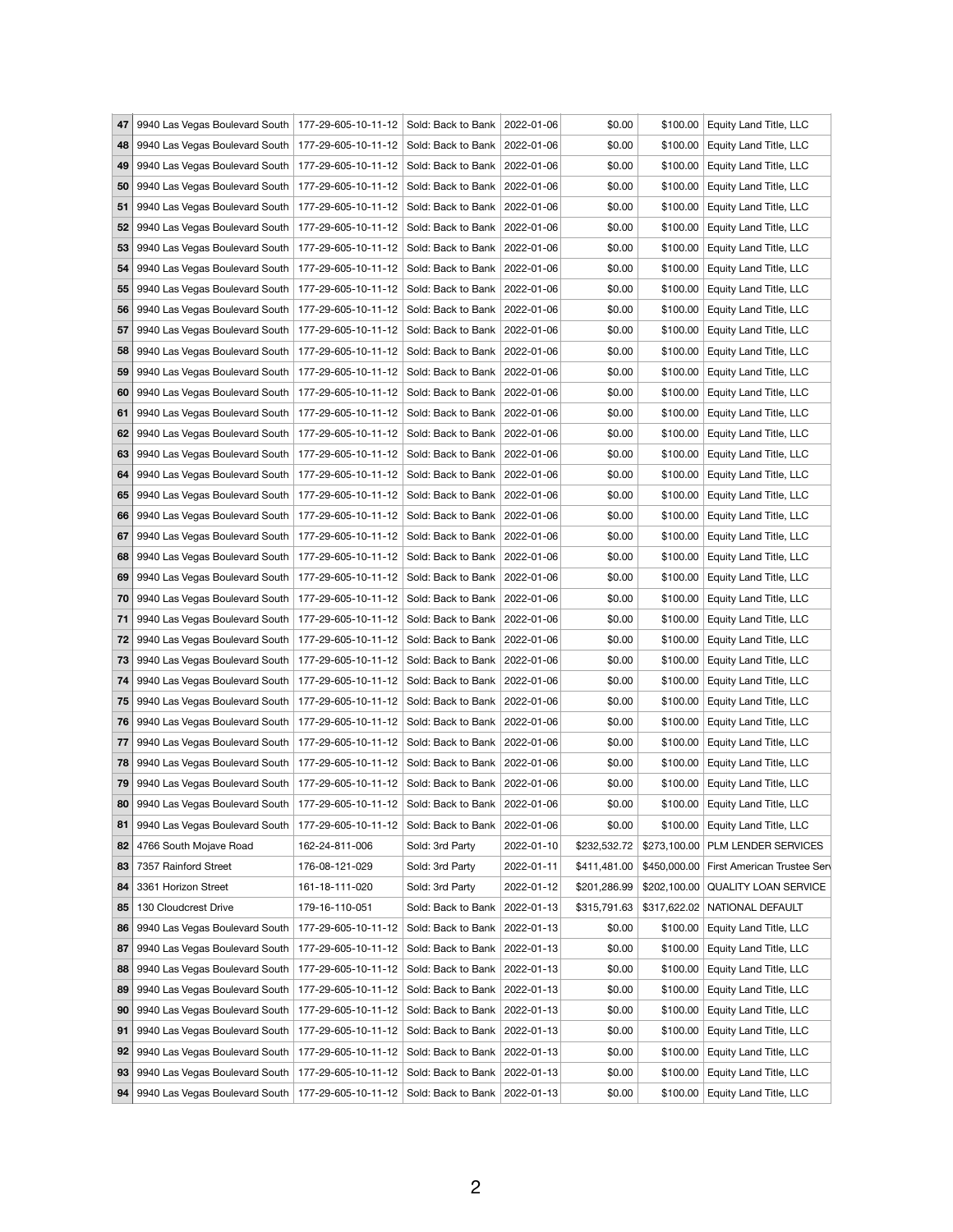| 47 | 9940 Las Vegas Boulevard South | 177-29-605-10-11-12 | Sold: Back to Bank | 2022-01-06 | $0.00 | $100.00 | Equity Land Title, LLC |
|---|---|---|---|---|---|---|---|
| 48 | 9940 Las Vegas Boulevard South | 177-29-605-10-11-12 | Sold: Back to Bank | 2022-01-06 | $0.00 | $100.00 | Equity Land Title, LLC |
| 49 | 9940 Las Vegas Boulevard South | 177-29-605-10-11-12 | Sold: Back to Bank | 2022-01-06 | $0.00 | $100.00 | Equity Land Title, LLC |
| 50 | 9940 Las Vegas Boulevard South | 177-29-605-10-11-12 | Sold: Back to Bank | 2022-01-06 | $0.00 | $100.00 | Equity Land Title, LLC |
| 51 | 9940 Las Vegas Boulevard South | 177-29-605-10-11-12 | Sold: Back to Bank | 2022-01-06 | $0.00 | $100.00 | Equity Land Title, LLC |
| 52 | 9940 Las Vegas Boulevard South | 177-29-605-10-11-12 | Sold: Back to Bank | 2022-01-06 | $0.00 | $100.00 | Equity Land Title, LLC |
| 53 | 9940 Las Vegas Boulevard South | 177-29-605-10-11-12 | Sold: Back to Bank | 2022-01-06 | $0.00 | $100.00 | Equity Land Title, LLC |
| 54 | 9940 Las Vegas Boulevard South | 177-29-605-10-11-12 | Sold: Back to Bank | 2022-01-06 | $0.00 | $100.00 | Equity Land Title, LLC |
| 55 | 9940 Las Vegas Boulevard South | 177-29-605-10-11-12 | Sold: Back to Bank | 2022-01-06 | $0.00 | $100.00 | Equity Land Title, LLC |
| 56 | 9940 Las Vegas Boulevard South | 177-29-605-10-11-12 | Sold: Back to Bank | 2022-01-06 | $0.00 | $100.00 | Equity Land Title, LLC |
| 57 | 9940 Las Vegas Boulevard South | 177-29-605-10-11-12 | Sold: Back to Bank | 2022-01-06 | $0.00 | $100.00 | Equity Land Title, LLC |
| 58 | 9940 Las Vegas Boulevard South | 177-29-605-10-11-12 | Sold: Back to Bank | 2022-01-06 | $0.00 | $100.00 | Equity Land Title, LLC |
| 59 | 9940 Las Vegas Boulevard South | 177-29-605-10-11-12 | Sold: Back to Bank | 2022-01-06 | $0.00 | $100.00 | Equity Land Title, LLC |
| 60 | 9940 Las Vegas Boulevard South | 177-29-605-10-11-12 | Sold: Back to Bank | 2022-01-06 | $0.00 | $100.00 | Equity Land Title, LLC |
| 61 | 9940 Las Vegas Boulevard South | 177-29-605-10-11-12 | Sold: Back to Bank | 2022-01-06 | $0.00 | $100.00 | Equity Land Title, LLC |
| 62 | 9940 Las Vegas Boulevard South | 177-29-605-10-11-12 | Sold: Back to Bank | 2022-01-06 | $0.00 | $100.00 | Equity Land Title, LLC |
| 63 | 9940 Las Vegas Boulevard South | 177-29-605-10-11-12 | Sold: Back to Bank | 2022-01-06 | $0.00 | $100.00 | Equity Land Title, LLC |
| 64 | 9940 Las Vegas Boulevard South | 177-29-605-10-11-12 | Sold: Back to Bank | 2022-01-06 | $0.00 | $100.00 | Equity Land Title, LLC |
| 65 | 9940 Las Vegas Boulevard South | 177-29-605-10-11-12 | Sold: Back to Bank | 2022-01-06 | $0.00 | $100.00 | Equity Land Title, LLC |
| 66 | 9940 Las Vegas Boulevard South | 177-29-605-10-11-12 | Sold: Back to Bank | 2022-01-06 | $0.00 | $100.00 | Equity Land Title, LLC |
| 67 | 9940 Las Vegas Boulevard South | 177-29-605-10-11-12 | Sold: Back to Bank | 2022-01-06 | $0.00 | $100.00 | Equity Land Title, LLC |
| 68 | 9940 Las Vegas Boulevard South | 177-29-605-10-11-12 | Sold: Back to Bank | 2022-01-06 | $0.00 | $100.00 | Equity Land Title, LLC |
| 69 | 9940 Las Vegas Boulevard South | 177-29-605-10-11-12 | Sold: Back to Bank | 2022-01-06 | $0.00 | $100.00 | Equity Land Title, LLC |
| 70 | 9940 Las Vegas Boulevard South | 177-29-605-10-11-12 | Sold: Back to Bank | 2022-01-06 | $0.00 | $100.00 | Equity Land Title, LLC |
| 71 | 9940 Las Vegas Boulevard South | 177-29-605-10-11-12 | Sold: Back to Bank | 2022-01-06 | $0.00 | $100.00 | Equity Land Title, LLC |
| 72 | 9940 Las Vegas Boulevard South | 177-29-605-10-11-12 | Sold: Back to Bank | 2022-01-06 | $0.00 | $100.00 | Equity Land Title, LLC |
| 73 | 9940 Las Vegas Boulevard South | 177-29-605-10-11-12 | Sold: Back to Bank | 2022-01-06 | $0.00 | $100.00 | Equity Land Title, LLC |
| 74 | 9940 Las Vegas Boulevard South | 177-29-605-10-11-12 | Sold: Back to Bank | 2022-01-06 | $0.00 | $100.00 | Equity Land Title, LLC |
| 75 | 9940 Las Vegas Boulevard South | 177-29-605-10-11-12 | Sold: Back to Bank | 2022-01-06 | $0.00 | $100.00 | Equity Land Title, LLC |
| 76 | 9940 Las Vegas Boulevard South | 177-29-605-10-11-12 | Sold: Back to Bank | 2022-01-06 | $0.00 | $100.00 | Equity Land Title, LLC |
| 77 | 9940 Las Vegas Boulevard South | 177-29-605-10-11-12 | Sold: Back to Bank | 2022-01-06 | $0.00 | $100.00 | Equity Land Title, LLC |
| 78 | 9940 Las Vegas Boulevard South | 177-29-605-10-11-12 | Sold: Back to Bank | 2022-01-06 | $0.00 | $100.00 | Equity Land Title, LLC |
| 79 | 9940 Las Vegas Boulevard South | 177-29-605-10-11-12 | Sold: Back to Bank | 2022-01-06 | $0.00 | $100.00 | Equity Land Title, LLC |
| 80 | 9940 Las Vegas Boulevard South | 177-29-605-10-11-12 | Sold: Back to Bank | 2022-01-06 | $0.00 | $100.00 | Equity Land Title, LLC |
| 81 | 9940 Las Vegas Boulevard South | 177-29-605-10-11-12 | Sold: Back to Bank | 2022-01-06 | $0.00 | $100.00 | Equity Land Title, LLC |
| 82 | 4766 South Mojave Road | 162-24-811-006 | Sold: 3rd Party | 2022-01-10 | $232,532.72 | $273,100.00 | PLM LENDER SERVICES |
| 83 | 7357 Rainford Street | 176-08-121-029 | Sold: 3rd Party | 2022-01-11 | $411,481.00 | $450,000.00 | First American Trustee Serv |
| 84 | 3361 Horizon Street | 161-18-111-020 | Sold: 3rd Party | 2022-01-12 | $201,286.99 | $202,100.00 | QUALITY LOAN SERVICE |
| 85 | 130 Cloudcrest Drive | 179-16-110-051 | Sold: Back to Bank | 2022-01-13 | $315,791.63 | $317,622.02 | NATIONAL DEFAULT |
| 86 | 9940 Las Vegas Boulevard South | 177-29-605-10-11-12 | Sold: Back to Bank | 2022-01-13 | $0.00 | $100.00 | Equity Land Title, LLC |
| 87 | 9940 Las Vegas Boulevard South | 177-29-605-10-11-12 | Sold: Back to Bank | 2022-01-13 | $0.00 | $100.00 | Equity Land Title, LLC |
| 88 | 9940 Las Vegas Boulevard South | 177-29-605-10-11-12 | Sold: Back to Bank | 2022-01-13 | $0.00 | $100.00 | Equity Land Title, LLC |
| 89 | 9940 Las Vegas Boulevard South | 177-29-605-10-11-12 | Sold: Back to Bank | 2022-01-13 | $0.00 | $100.00 | Equity Land Title, LLC |
| 90 | 9940 Las Vegas Boulevard South | 177-29-605-10-11-12 | Sold: Back to Bank | 2022-01-13 | $0.00 | $100.00 | Equity Land Title, LLC |
| 91 | 9940 Las Vegas Boulevard South | 177-29-605-10-11-12 | Sold: Back to Bank | 2022-01-13 | $0.00 | $100.00 | Equity Land Title, LLC |
| 92 | 9940 Las Vegas Boulevard South | 177-29-605-10-11-12 | Sold: Back to Bank | 2022-01-13 | $0.00 | $100.00 | Equity Land Title, LLC |
| 93 | 9940 Las Vegas Boulevard South | 177-29-605-10-11-12 | Sold: Back to Bank | 2022-01-13 | $0.00 | $100.00 | Equity Land Title, LLC |
| 94 | 9940 Las Vegas Boulevard South | 177-29-605-10-11-12 | Sold: Back to Bank | 2022-01-13 | $0.00 | $100.00 | Equity Land Title, LLC |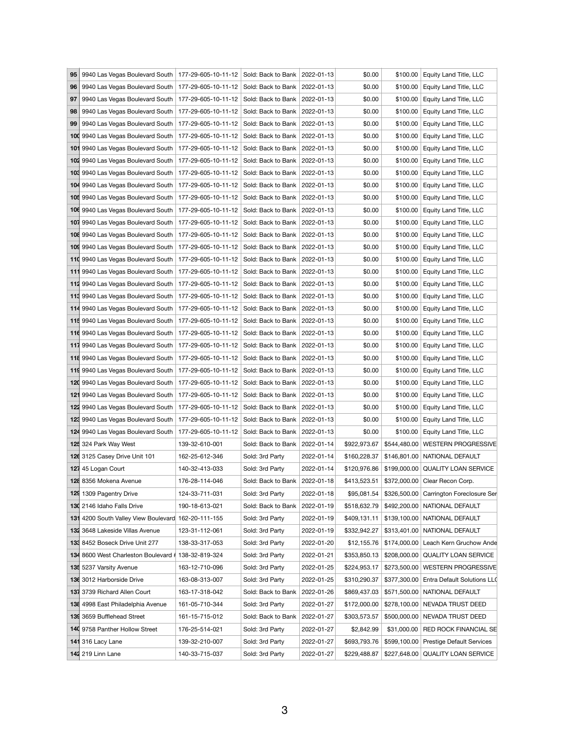| | | | | | | | |
|---|---|---|---|---|---|---|---|
| 95 | 9940 Las Vegas Boulevard South | 177-29-605-10-11-12 | Sold: Back to Bank | 2022-01-13 | $0.00 | $100.00 | Equity Land Title, LLC |
| 96 | 9940 Las Vegas Boulevard South | 177-29-605-10-11-12 | Sold: Back to Bank | 2022-01-13 | $0.00 | $100.00 | Equity Land Title, LLC |
| 97 | 9940 Las Vegas Boulevard South | 177-29-605-10-11-12 | Sold: Back to Bank | 2022-01-13 | $0.00 | $100.00 | Equity Land Title, LLC |
| 98 | 9940 Las Vegas Boulevard South | 177-29-605-10-11-12 | Sold: Back to Bank | 2022-01-13 | $0.00 | $100.00 | Equity Land Title, LLC |
| 99 | 9940 Las Vegas Boulevard South | 177-29-605-10-11-12 | Sold: Back to Bank | 2022-01-13 | $0.00 | $100.00 | Equity Land Title, LLC |
| 100 | 9940 Las Vegas Boulevard South | 177-29-605-10-11-12 | Sold: Back to Bank | 2022-01-13 | $0.00 | $100.00 | Equity Land Title, LLC |
| 101 | 9940 Las Vegas Boulevard South | 177-29-605-10-11-12 | Sold: Back to Bank | 2022-01-13 | $0.00 | $100.00 | Equity Land Title, LLC |
| 102 | 9940 Las Vegas Boulevard South | 177-29-605-10-11-12 | Sold: Back to Bank | 2022-01-13 | $0.00 | $100.00 | Equity Land Title, LLC |
| 103 | 9940 Las Vegas Boulevard South | 177-29-605-10-11-12 | Sold: Back to Bank | 2022-01-13 | $0.00 | $100.00 | Equity Land Title, LLC |
| 104 | 9940 Las Vegas Boulevard South | 177-29-605-10-11-12 | Sold: Back to Bank | 2022-01-13 | $0.00 | $100.00 | Equity Land Title, LLC |
| 105 | 9940 Las Vegas Boulevard South | 177-29-605-10-11-12 | Sold: Back to Bank | 2022-01-13 | $0.00 | $100.00 | Equity Land Title, LLC |
| 106 | 9940 Las Vegas Boulevard South | 177-29-605-10-11-12 | Sold: Back to Bank | 2022-01-13 | $0.00 | $100.00 | Equity Land Title, LLC |
| 107 | 9940 Las Vegas Boulevard South | 177-29-605-10-11-12 | Sold: Back to Bank | 2022-01-13 | $0.00 | $100.00 | Equity Land Title, LLC |
| 108 | 9940 Las Vegas Boulevard South | 177-29-605-10-11-12 | Sold: Back to Bank | 2022-01-13 | $0.00 | $100.00 | Equity Land Title, LLC |
| 109 | 9940 Las Vegas Boulevard South | 177-29-605-10-11-12 | Sold: Back to Bank | 2022-01-13 | $0.00 | $100.00 | Equity Land Title, LLC |
| 110 | 9940 Las Vegas Boulevard South | 177-29-605-10-11-12 | Sold: Back to Bank | 2022-01-13 | $0.00 | $100.00 | Equity Land Title, LLC |
| 111 | 9940 Las Vegas Boulevard South | 177-29-605-10-11-12 | Sold: Back to Bank | 2022-01-13 | $0.00 | $100.00 | Equity Land Title, LLC |
| 112 | 9940 Las Vegas Boulevard South | 177-29-605-10-11-12 | Sold: Back to Bank | 2022-01-13 | $0.00 | $100.00 | Equity Land Title, LLC |
| 113 | 9940 Las Vegas Boulevard South | 177-29-605-10-11-12 | Sold: Back to Bank | 2022-01-13 | $0.00 | $100.00 | Equity Land Title, LLC |
| 114 | 9940 Las Vegas Boulevard South | 177-29-605-10-11-12 | Sold: Back to Bank | 2022-01-13 | $0.00 | $100.00 | Equity Land Title, LLC |
| 115 | 9940 Las Vegas Boulevard South | 177-29-605-10-11-12 | Sold: Back to Bank | 2022-01-13 | $0.00 | $100.00 | Equity Land Title, LLC |
| 116 | 9940 Las Vegas Boulevard South | 177-29-605-10-11-12 | Sold: Back to Bank | 2022-01-13 | $0.00 | $100.00 | Equity Land Title, LLC |
| 117 | 9940 Las Vegas Boulevard South | 177-29-605-10-11-12 | Sold: Back to Bank | 2022-01-13 | $0.00 | $100.00 | Equity Land Title, LLC |
| 118 | 9940 Las Vegas Boulevard South | 177-29-605-10-11-12 | Sold: Back to Bank | 2022-01-13 | $0.00 | $100.00 | Equity Land Title, LLC |
| 119 | 9940 Las Vegas Boulevard South | 177-29-605-10-11-12 | Sold: Back to Bank | 2022-01-13 | $0.00 | $100.00 | Equity Land Title, LLC |
| 120 | 9940 Las Vegas Boulevard South | 177-29-605-10-11-12 | Sold: Back to Bank | 2022-01-13 | $0.00 | $100.00 | Equity Land Title, LLC |
| 121 | 9940 Las Vegas Boulevard South | 177-29-605-10-11-12 | Sold: Back to Bank | 2022-01-13 | $0.00 | $100.00 | Equity Land Title, LLC |
| 122 | 9940 Las Vegas Boulevard South | 177-29-605-10-11-12 | Sold: Back to Bank | 2022-01-13 | $0.00 | $100.00 | Equity Land Title, LLC |
| 123 | 9940 Las Vegas Boulevard South | 177-29-605-10-11-12 | Sold: Back to Bank | 2022-01-13 | $0.00 | $100.00 | Equity Land Title, LLC |
| 124 | 9940 Las Vegas Boulevard South | 177-29-605-10-11-12 | Sold: Back to Bank | 2022-01-13 | $0.00 | $100.00 | Equity Land Title, LLC |
| 125 | 324 Park Way West | 139-32-610-001 | Sold: Back to Bank | 2022-01-14 | $922,973.67 | $544,480.00 | WESTERN PROGRESSIVE |
| 126 | 3125 Casey Drive Unit 101 | 162-25-612-346 | Sold: 3rd Party | 2022-01-14 | $160,228.37 | $146,801.00 | NATIONAL DEFAULT |
| 127 | 45 Logan Court | 140-32-413-033 | Sold: 3rd Party | 2022-01-14 | $120,976.86 | $199,000.00 | QUALITY LOAN SERVICE |
| 128 | 8356 Mokena Avenue | 176-28-114-046 | Sold: Back to Bank | 2022-01-18 | $413,523.51 | $372,000.00 | Clear Recon Corp. |
| 129 | 1309 Pagentry Drive | 124-33-711-031 | Sold: 3rd Party | 2022-01-18 | $95,081.54 | $326,500.00 | Carrington Foreclosure Ser |
| 130 | 2146 Idaho Falls Drive | 190-18-613-021 | Sold: Back to Bank | 2022-01-19 | $518,632.79 | $492,200.00 | NATIONAL DEFAULT |
| 131 | 4200 South Valley View Boulevard | 162-20-111-155 | Sold: 3rd Party | 2022-01-19 | $409,131.11 | $139,100.00 | NATIONAL DEFAULT |
| 132 | 3648 Lakeside Villas Avenue | 123-31-112-061 | Sold: 3rd Party | 2022-01-19 | $332,942.27 | $313,401.00 | NATIONAL DEFAULT |
| 133 | 8452 Boseck Drive Unit 277 | 138-33-317-053 | Sold: 3rd Party | 2022-01-20 | $12,155.76 | $174,000.00 | Leach Kern Gruchow Ande |
| 134 | 8600 West Charleston Boulevard # | 138-32-819-324 | Sold: 3rd Party | 2022-01-21 | $353,850.13 | $208,000.00 | QUALITY LOAN SERVICE |
| 135 | 5237 Varsity Avenue | 163-12-710-096 | Sold: 3rd Party | 2022-01-25 | $224,953.17 | $273,500.00 | WESTERN PROGRESSIVE |
| 136 | 3012 Harborside Drive | 163-08-313-007 | Sold: 3rd Party | 2022-01-25 | $310,290.37 | $377,300.00 | Entra Default Solutions LLC |
| 137 | 3739 Richard Allen Court | 163-17-318-042 | Sold: Back to Bank | 2022-01-26 | $869,437.03 | $571,500.00 | NATIONAL DEFAULT |
| 138 | 4998 East Philadelphia Avenue | 161-05-710-344 | Sold: 3rd Party | 2022-01-27 | $172,000.00 | $278,100.00 | NEVADA TRUST DEED |
| 139 | 3659 Bufflehead Street | 161-15-715-012 | Sold: Back to Bank | 2022-01-27 | $303,573.57 | $500,000.00 | NEVADA TRUST DEED |
| 140 | 9758 Panther Hollow Street | 176-25-514-021 | Sold: 3rd Party | 2022-01-27 | $2,842.99 | $31,000.00 | RED ROCK FINANCIAL SE |
| 141 | 316 Lacy Lane | 139-32-210-007 | Sold: 3rd Party | 2022-01-27 | $693,793.76 | $599,100.00 | Prestige Default Services |
| 142 | 219 Linn Lane | 140-33-715-037 | Sold: 3rd Party | 2022-01-27 | $229,488.87 | $227,648.00 | QUALITY LOAN SERVICE |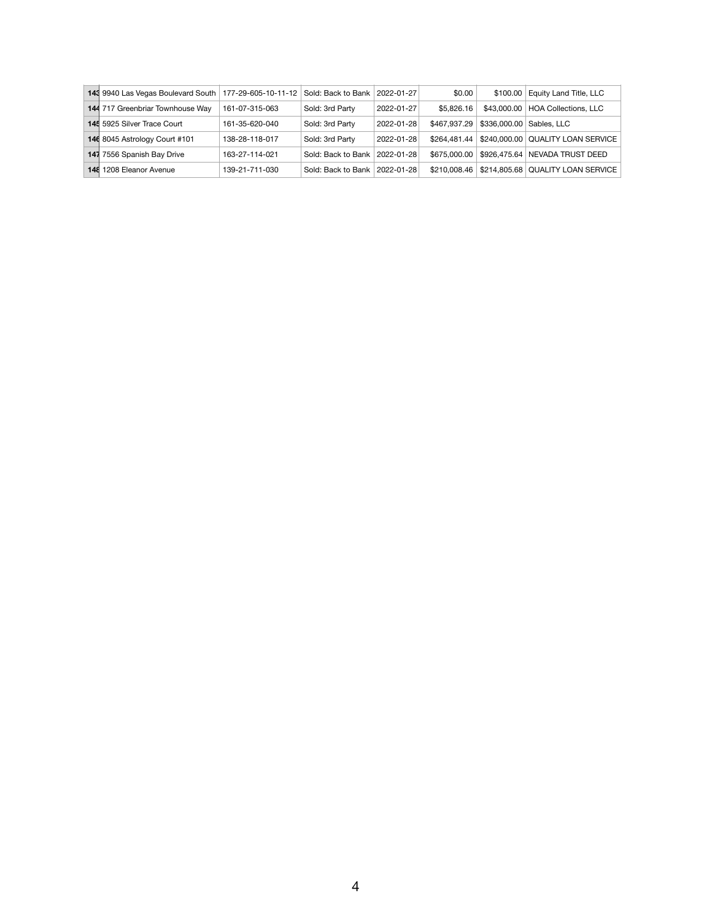| | | | | | | | |
|---|---|---|---|---|---|---|---|
| 143 | 9940 Las Vegas Boulevard South | 177-29-605-10-11-12 | Sold: Back to Bank | 2022-01-27 | $0.00 | $100.00 | Equity Land Title, LLC |
| 144 | 717 Greenbriar Townhouse Way | 161-07-315-063 | Sold: 3rd Party | 2022-01-27 | $5,826.16 | $43,000.00 | HOA Collections, LLC |
| 145 | 5925 Silver Trace Court | 161-35-620-040 | Sold: 3rd Party | 2022-01-28 | $467,937.29 | $336,000.00 | Sables, LLC |
| 146 | 8045 Astrology Court #101 | 138-28-118-017 | Sold: 3rd Party | 2022-01-28 | $264,481.44 | $240,000.00 | QUALITY LOAN SERVICE |
| 147 | 7556 Spanish Bay Drive | 163-27-114-021 | Sold: Back to Bank | 2022-01-28 | $675,000.00 | $926,475.64 | NEVADA TRUST DEED |
| 148 | 1208 Eleanor Avenue | 139-21-711-030 | Sold: Back to Bank | 2022-01-28 | $210,008.46 | $214,805.68 | QUALITY LOAN SERVICE |